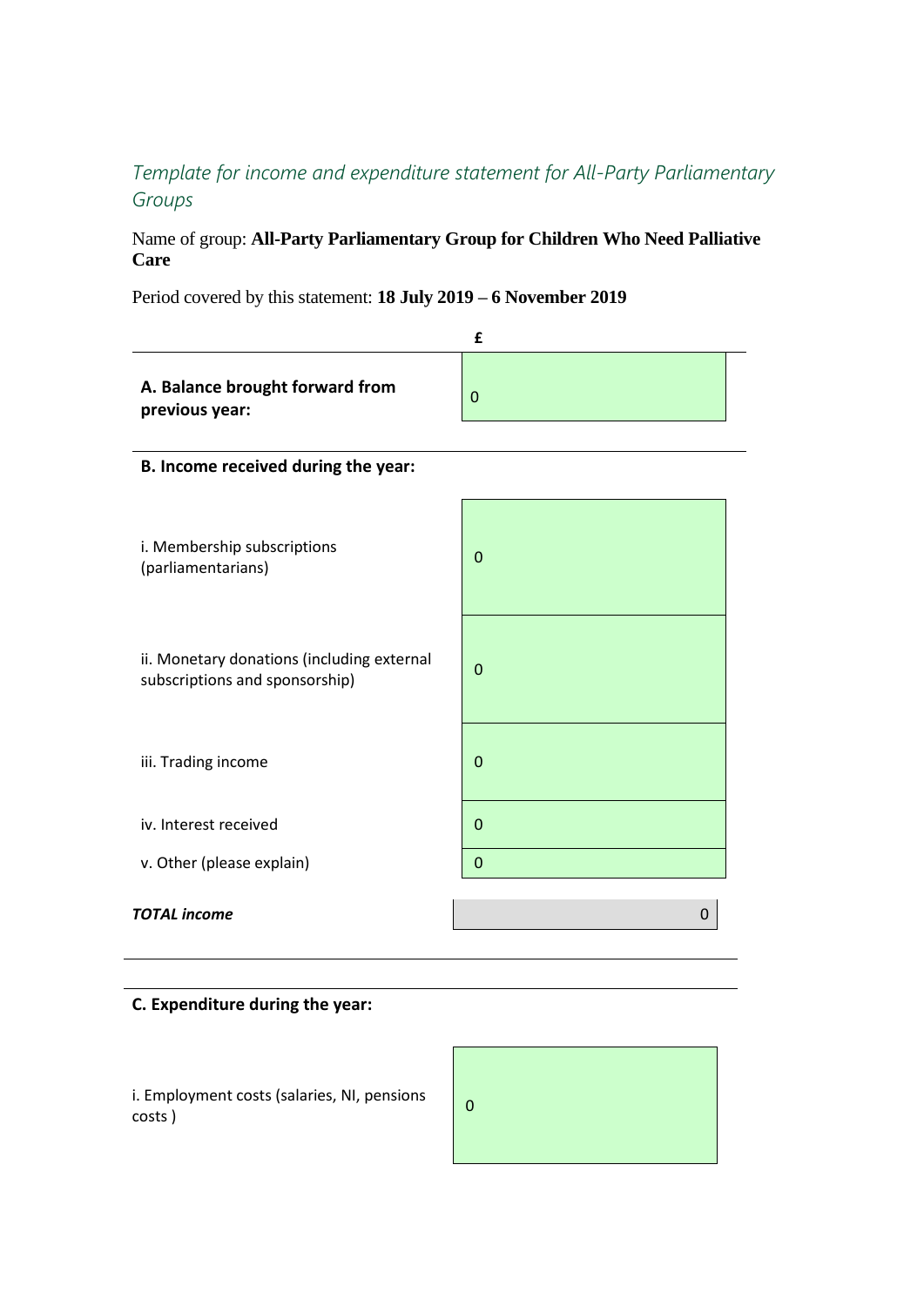*Template for income and expenditure statement for All-Party Parliamentary Groups*

Name of group: **All-Party Parliamentary Group for Children Who Need Palliative Care**

Period covered by this statement: **18 July 2019 – 6 November 2019**

| | £ |
|---|---|
| **A. Balance brought forward from previous year:** | 0 |

**B. Income received during the year:**

| | |
|---|---|
| i. Membership subscriptions (parliamentarians) | 0 |
| ii. Monetary donations (including external subscriptions and sponsorship) | 0 |
| iii. Trading income | 0 |
| iv. Interest received | 0 |
| v. Other (please explain) | 0 |
| ***TOTAL income*** | 0 |

**C. Expenditure during the year:**

| | |
|---|---|
| i. Employment costs (salaries, NI, pensions costs ) | 0 |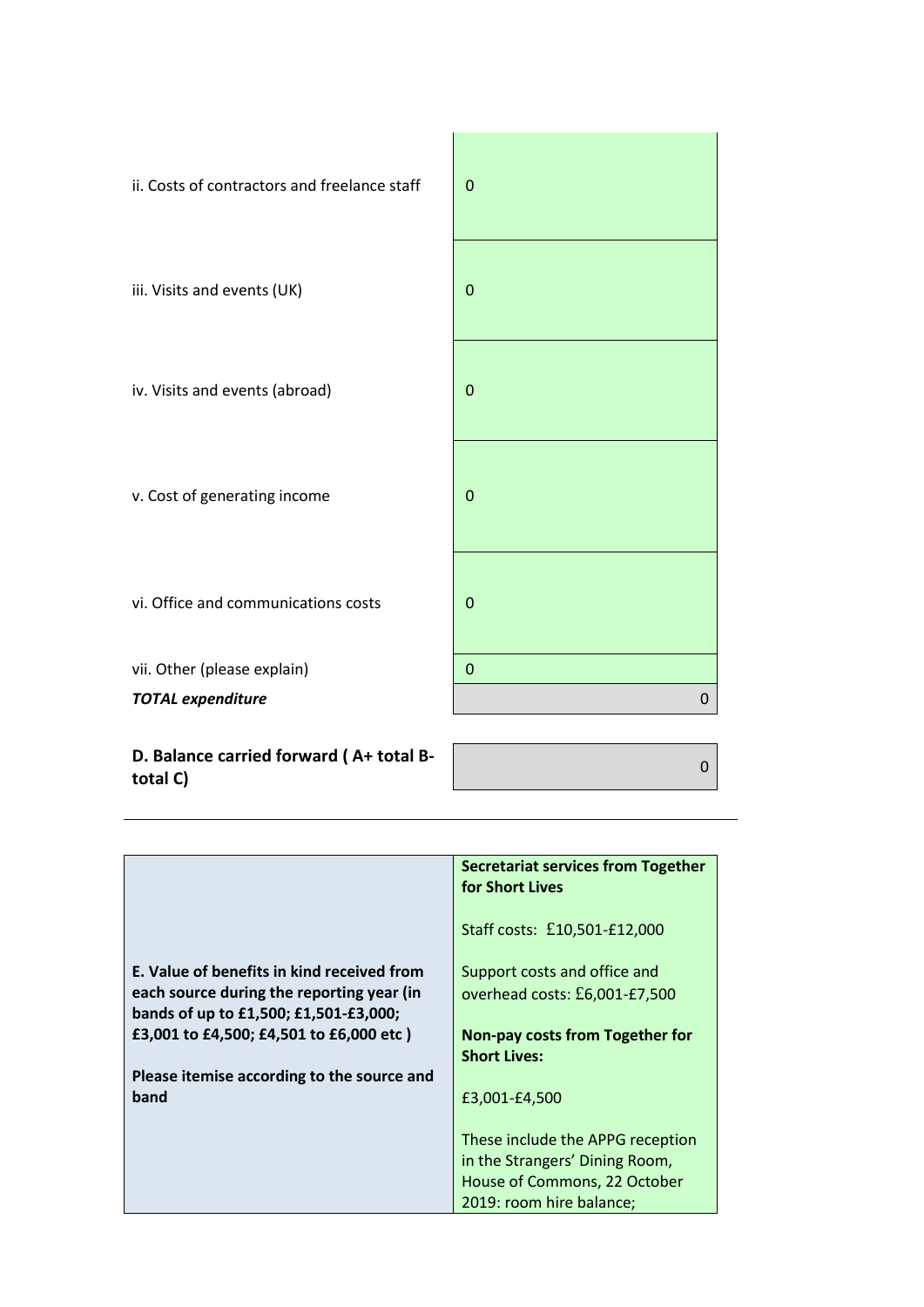| | |
|---|---|
| ii. Costs of contractors and freelance staff | 0 |
| iii. Visits and events (UK) | 0 |
| iv. Visits and events (abroad) | 0 |
| v. Cost of generating income | 0 |
| vi. Office and communications costs | 0 |
| vii. Other (please explain) | 0 |
| ***TOTAL expenditure*** | 0 |

| | |
|---|---|
| **D. Balance carried forward ( A+ total B- total C)** | 0 |

---

| | |
|---|---|
| **E. Value of benefits in kind received from each source during the reporting year (in bands of up to £1,500; £1,501-£3,000; £3,001 to £4,500; £4,501 to £6,000 etc )**<br><br>**Please itemise according to the source and band** | **Secretariat services from Together for Short Lives**<br><br>Staff costs: £10,501-£12,000<br><br>Support costs and office and overhead costs: £6,001-£7,500<br><br>**Non-pay costs from Together for Short Lives:**<br><br>£3,001-£4,500<br><br>These include the APPG reception in the Strangers' Dining Room, House of Commons, 22 October 2019: room hire balance; |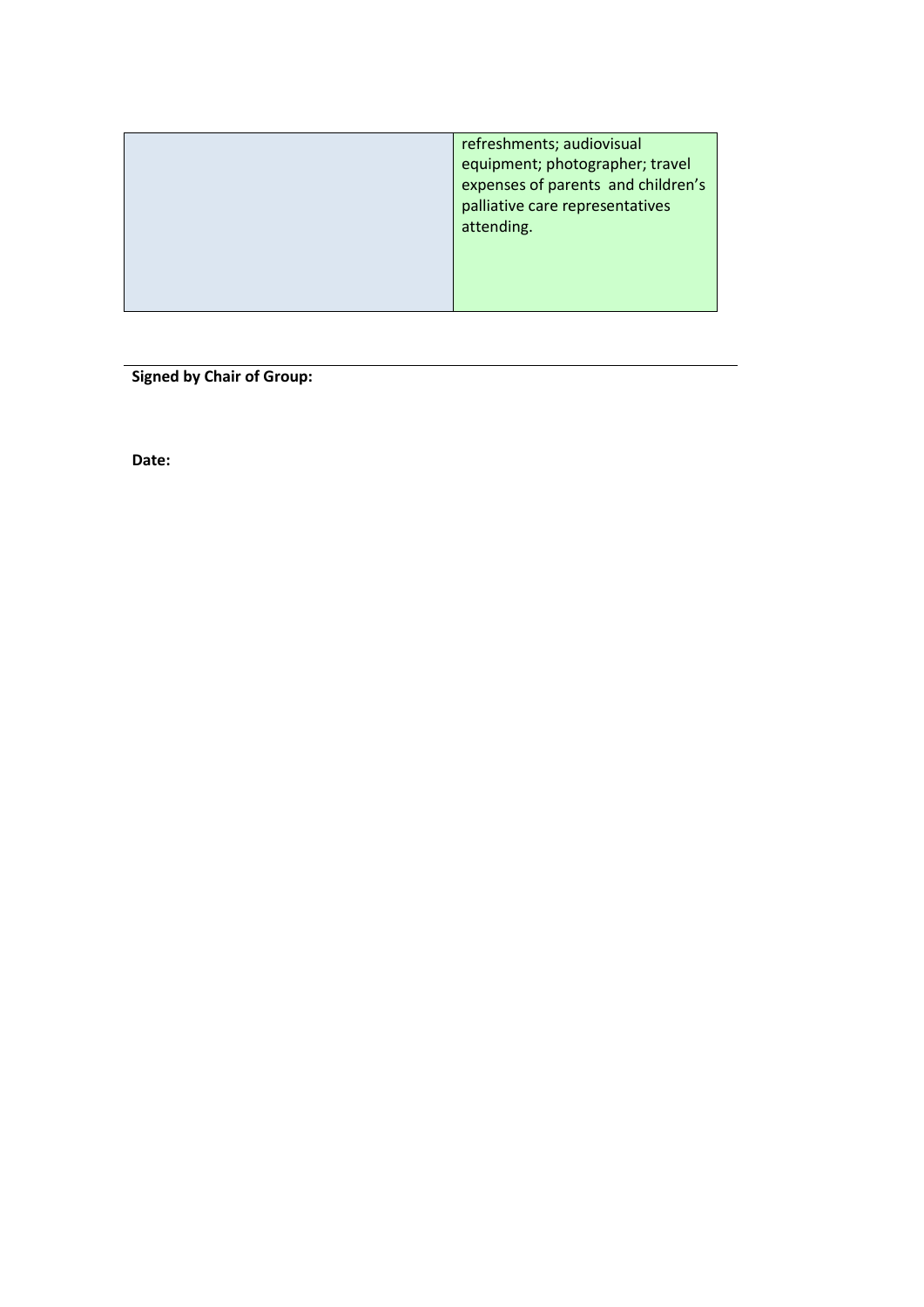| | |
|---|---|
| | refreshments; audiovisual equipment; photographer; travel expenses of parents and children's palliative care representatives attending. |

**Signed by Chair of Group:**

**Date:**